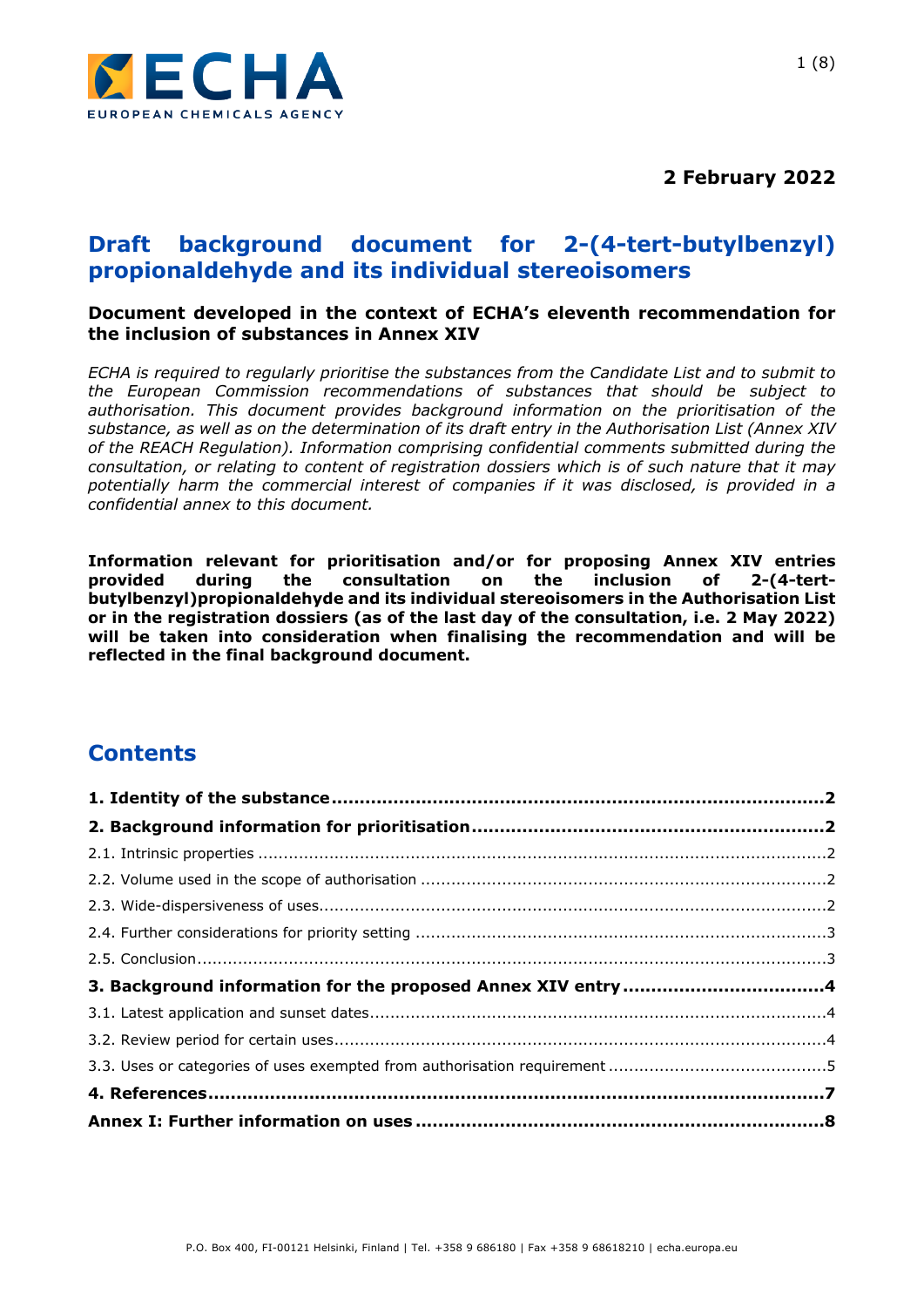**2 February 2022**

# Draft background document for 2-(4-tert-butylbenzyl) propionaldehyde and its individual stereoisomers

**Document developed in the context of ECHA's eleventh recommendation for the inclusion of substances in Annex XIV**

*ECHA is required to regularly prioritise the substances from the Candidate List and to submit to the European Commission recommendations of substances that should be subject to authorisation. This document provides background information on the prioritisation of the substance, as well as on the determination of its draft entry in the Authorisation List (Annex XIV of the REACH Regulation). Information comprising confidential comments submitted during the consultation, or relating to content of registration dossiers which is of such nature that it may potentially harm the commercial interest of companies if it was disclosed, is provided in a confidential annex to this document.*

**Information relevant for prioritisation and/or for proposing Annex XIV entries provided during the consultation on the inclusion of 2-(4-tert-butylbenzyl)propionaldehyde and its individual stereoisomers in the Authorisation List or in the registration dossiers (as of the last day of the consultation, i.e. 2 May 2022) will be taken into consideration when finalising the recommendation and will be reflected in the final background document.**

## Contents

**1. Identity of the substance** .......... 2

**2. Background information for prioritisation** .......... 2

2.1. Intrinsic properties .......... 2

2.2. Volume used in the scope of authorisation .......... 2

2.3. Wide-dispersiveness of uses .......... 2

2.4. Further considerations for priority setting .......... 3

2.5. Conclusion .......... 3

**3. Background information for the proposed Annex XIV entry** .......... 4

3.1. Latest application and sunset dates .......... 4

3.2. Review period for certain uses .......... 4

3.3. Uses or categories of uses exempted from authorisation requirement .......... 5

**4. References** .......... 7

**Annex I: Further information on uses** .......... 8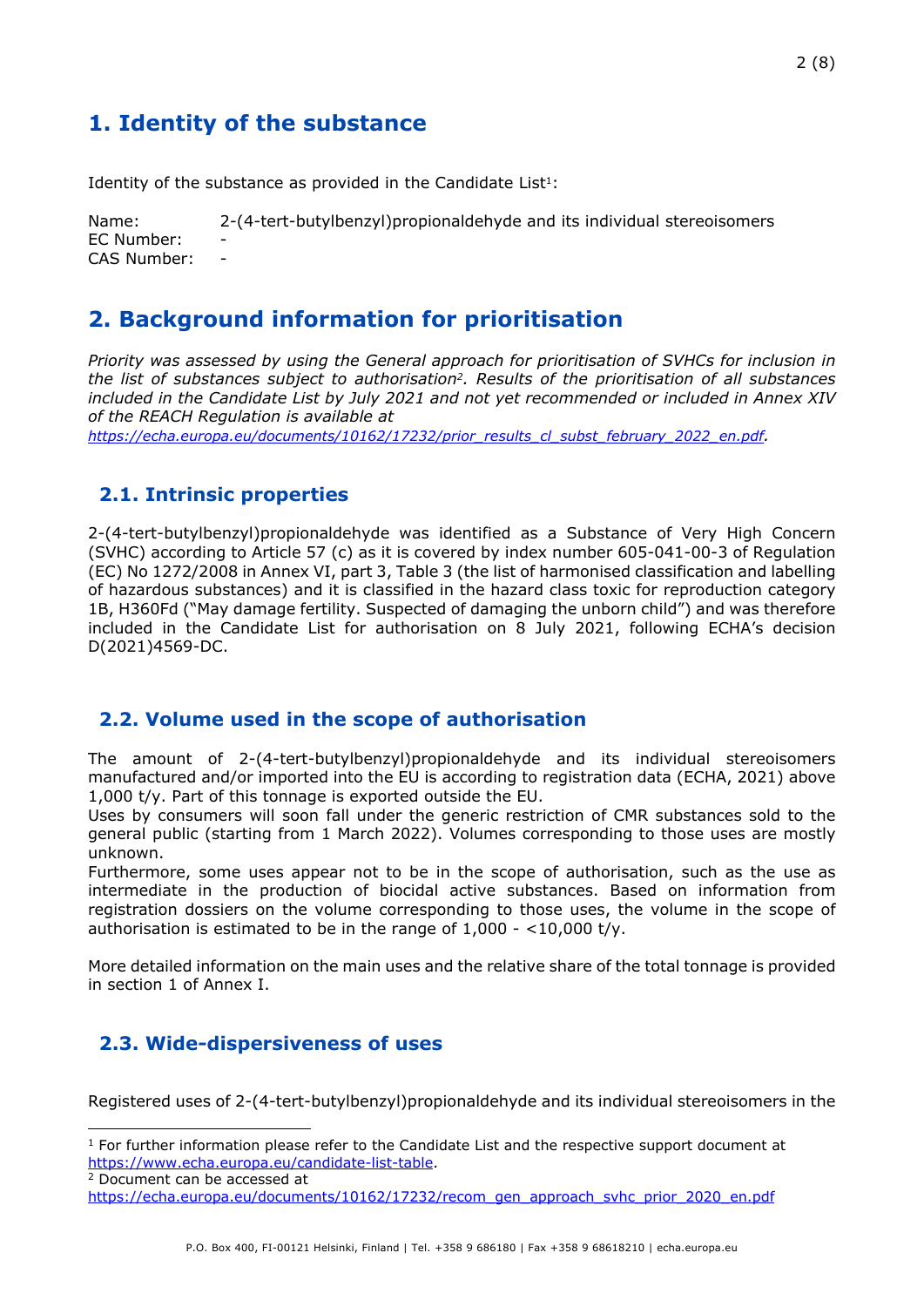# 1. Identity of the substance

Identity of the substance as provided in the Candidate List[1]:

Name: 2-(4-tert-butylbenzyl)propionaldehyde and its individual stereoisomers
EC Number: -
CAS Number: -

# 2. Background information for prioritisation

*Priority was assessed by using the General approach for prioritisation of SVHCs for inclusion in the list of substances subject to authorisation[2]. Results of the prioritisation of all substances included in the Candidate List by July 2021 and not yet recommended or included in Annex XIV of the REACH Regulation is available at https://echa.europa.eu/documents/10162/17232/prior_results_cl_subst_february_2022_en.pdf.*

## 2.1. Intrinsic properties

2-(4-tert-butylbenzyl)propionaldehyde was identified as a Substance of Very High Concern (SVHC) according to Article 57 (c) as it is covered by index number 605-041-00-3 of Regulation (EC) No 1272/2008 in Annex VI, part 3, Table 3 (the list of harmonised classification and labelling of hazardous substances) and it is classified in the hazard class toxic for reproduction category 1B, H360Fd ("May damage fertility. Suspected of damaging the unborn child") and was therefore included in the Candidate List for authorisation on 8 July 2021, following ECHA's decision D(2021)4569-DC.

## 2.2. Volume used in the scope of authorisation

The amount of 2-(4-tert-butylbenzyl)propionaldehyde and its individual stereoisomers manufactured and/or imported into the EU is according to registration data (ECHA, 2021) above 1,000 t/y. Part of this tonnage is exported outside the EU.
Uses by consumers will soon fall under the generic restriction of CMR substances sold to the general public (starting from 1 March 2022). Volumes corresponding to those uses are mostly unknown.
Furthermore, some uses appear not to be in the scope of authorisation, such as the use as intermediate in the production of biocidal active substances. Based on information from registration dossiers on the volume corresponding to those uses, the volume in the scope of authorisation is estimated to be in the range of 1,000 - <10,000 t/y.

More detailed information on the main uses and the relative share of the total tonnage is provided in section 1 of Annex I.

## 2.3. Wide-dispersiveness of uses

Registered uses of 2-(4-tert-butylbenzyl)propionaldehyde and its individual stereoisomers in the

---

[1] For further information please refer to the Candidate List and the respective support document at https://www.echa.europa.eu/candidate-list-table.
[2] Document can be accessed at https://echa.europa.eu/documents/10162/17232/recom_gen_approach_svhc_prior_2020_en.pdf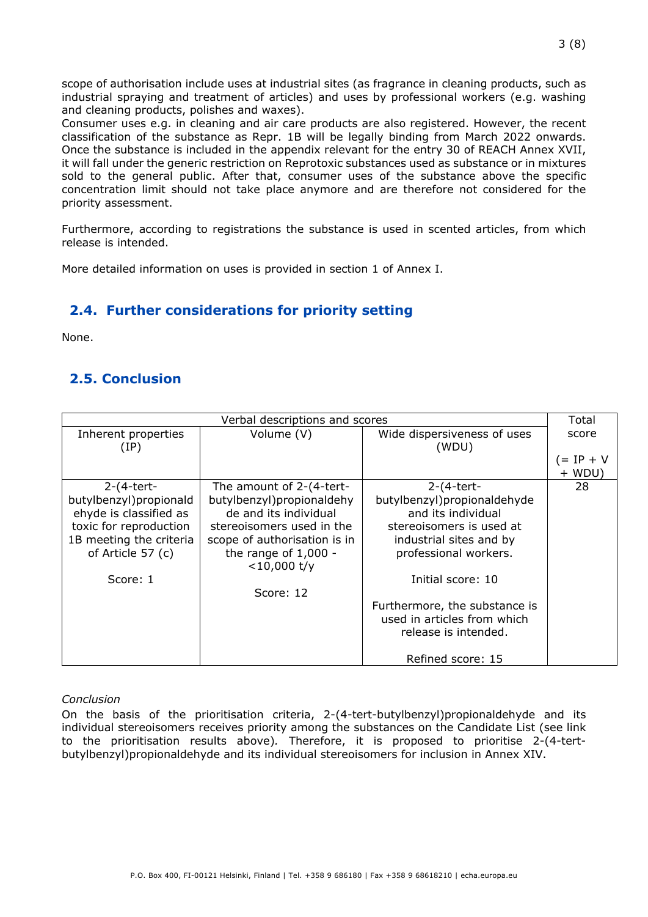scope of authorisation include uses at industrial sites (as fragrance in cleaning products, such as industrial spraying and treatment of articles) and uses by professional workers (e.g. washing and cleaning products, polishes and waxes).
Consumer uses e.g. in cleaning and air care products are also registered. However, the recent classification of the substance as Repr. 1B will be legally binding from March 2022 onwards. Once the substance is included in the appendix relevant for the entry 30 of REACH Annex XVII, it will fall under the generic restriction on Reprotoxic substances used as substance or in mixtures sold to the general public. After that, consumer uses of the substance above the specific concentration limit should not take place anymore and are therefore not considered for the priority assessment.

Furthermore, according to registrations the substance is used in scented articles, from which release is intended.

More detailed information on uses is provided in section 1 of Annex I.

## 2.4. Further considerations for priority setting

None.

## 2.5. Conclusion

| Verbal descriptions and scores | | | Total score (= IP + V + WDU) |
|---|---|---|---|
| Inherent properties (IP) | Volume (V) | Wide dispersiveness of uses (WDU) | |
| 2-(4-tert-butylbenzyl)propionaldehyde is classified as toxic for reproduction 1B meeting the criteria of Article 57 (c)<br><br>Score: 1 | The amount of 2-(4-tert-butylbenzyl)propionaldehyde and its individual stereoisomers used in the scope of authorisation is in the range of 1,000 - <10,000 t/y<br><br>Score: 12 | 2-(4-tert-butylbenzyl)propionaldehyde and its individual stereoisomers is used at industrial sites and by professional workers.<br><br>Initial score: 10<br><br>Furthermore, the substance is used in articles from which release is intended.<br><br>Refined score: 15 | 28 |

*Conclusion*
On the basis of the prioritisation criteria, 2-(4-tert-butylbenzyl)propionaldehyde and its individual stereoisomers receives priority among the substances on the Candidate List (see link to the prioritisation results above). Therefore, it is proposed to prioritise 2-(4-tert-butylbenzyl)propionaldehyde and its individual stereoisomers for inclusion in Annex XIV.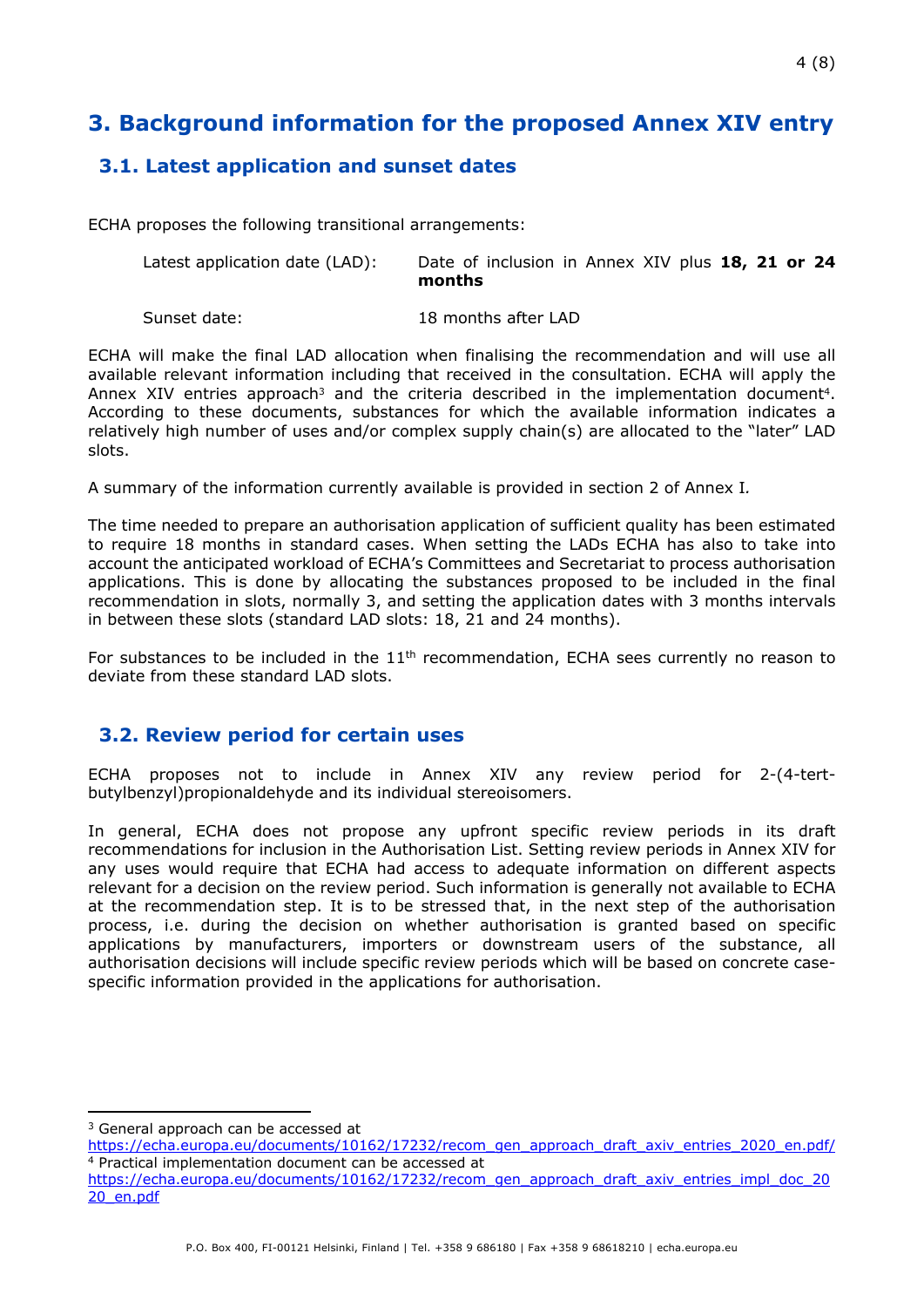# 3. Background information for the proposed Annex XIV entry

## 3.1. Latest application and sunset dates

ECHA proposes the following transitional arrangements:

| | |
|---|---|
| Latest application date (LAD): | Date of inclusion in Annex XIV plus **18, 21 or 24 months** |
| Sunset date: | 18 months after LAD |

ECHA will make the final LAD allocation when finalising the recommendation and will use all available relevant information including that received in the consultation. ECHA will apply the Annex XIV entries approach[3] and the criteria described in the implementation document[4]. According to these documents, substances for which the available information indicates a relatively high number of uses and/or complex supply chain(s) are allocated to the "later" LAD slots.

A summary of the information currently available is provided in section 2 of Annex I.

The time needed to prepare an authorisation application of sufficient quality has been estimated to require 18 months in standard cases. When setting the LADs ECHA has also to take into account the anticipated workload of ECHA's Committees and Secretariat to process authorisation applications. This is done by allocating the substances proposed to be included in the final recommendation in slots, normally 3, and setting the application dates with 3 months intervals in between these slots (standard LAD slots: 18, 21 and 24 months).

For substances to be included in the 11th recommendation, ECHA sees currently no reason to deviate from these standard LAD slots.

## 3.2. Review period for certain uses

ECHA proposes not to include in Annex XIV any review period for 2-(4-tert-butylbenzyl)propionaldehyde and its individual stereoisomers.

In general, ECHA does not propose any upfront specific review periods in its draft recommendations for inclusion in the Authorisation List. Setting review periods in Annex XIV for any uses would require that ECHA had access to adequate information on different aspects relevant for a decision on the review period. Such information is generally not available to ECHA at the recommendation step. It is to be stressed that, in the next step of the authorisation process, i.e. during the decision on whether authorisation is granted based on specific applications by manufacturers, importers or downstream users of the substance, all authorisation decisions will include specific review periods which will be based on concrete case-specific information provided in the applications for authorisation.

---

[3] General approach can be accessed at https://echa.europa.eu/documents/10162/17232/recom_gen_approach_draft_axiv_entries_2020_en.pdf/

[4] Practical implementation document can be accessed at https://echa.europa.eu/documents/10162/17232/recom_gen_approach_draft_axiv_entries_impl_doc_2020_en.pdf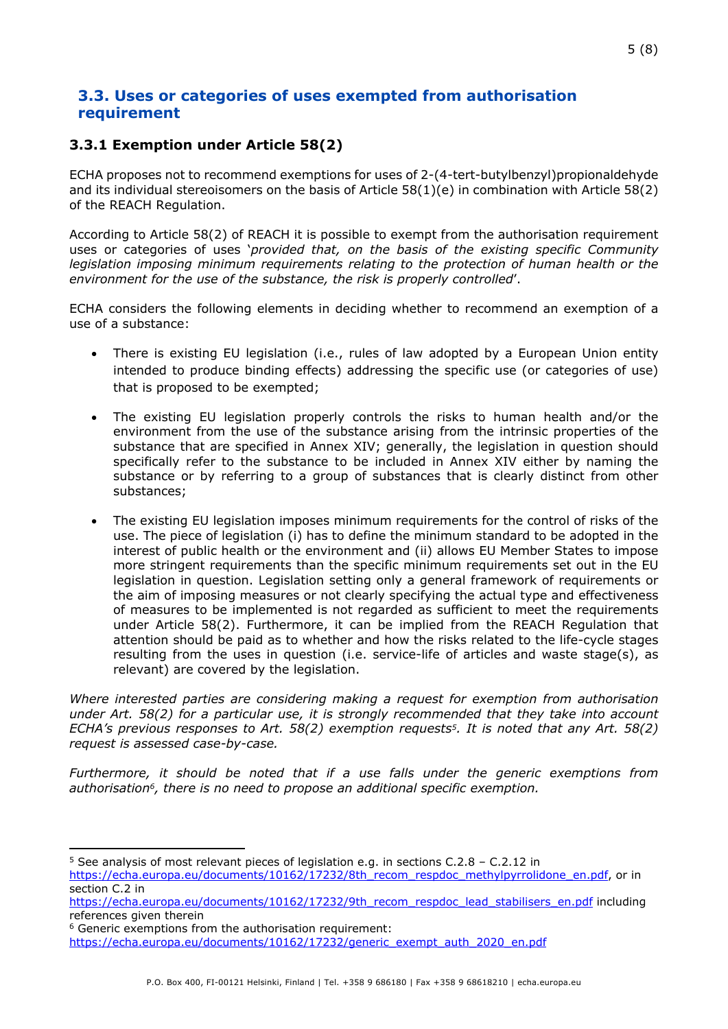## 3.3. Uses or categories of uses exempted from authorisation requirement

### 3.3.1 Exemption under Article 58(2)

ECHA proposes not to recommend exemptions for uses of 2-(4-tert-butylbenzyl)propionaldehyde and its individual stereoisomers on the basis of Article 58(1)(e) in combination with Article 58(2) of the REACH Regulation.

According to Article 58(2) of REACH it is possible to exempt from the authorisation requirement uses or categories of uses '*provided that, on the basis of the existing specific Community legislation imposing minimum requirements relating to the protection of human health or the environment for the use of the substance, the risk is properly controlled*'.

ECHA considers the following elements in deciding whether to recommend an exemption of a use of a substance:

- There is existing EU legislation (i.e., rules of law adopted by a European Union entity intended to produce binding effects) addressing the specific use (or categories of use) that is proposed to be exempted;
- The existing EU legislation properly controls the risks to human health and/or the environment from the use of the substance arising from the intrinsic properties of the substance that are specified in Annex XIV; generally, the legislation in question should specifically refer to the substance to be included in Annex XIV either by naming the substance or by referring to a group of substances that is clearly distinct from other substances;
- The existing EU legislation imposes minimum requirements for the control of risks of the use. The piece of legislation (i) has to define the minimum standard to be adopted in the interest of public health or the environment and (ii) allows EU Member States to impose more stringent requirements than the specific minimum requirements set out in the EU legislation in question. Legislation setting only a general framework of requirements or the aim of imposing measures or not clearly specifying the actual type and effectiveness of measures to be implemented is not regarded as sufficient to meet the requirements under Article 58(2). Furthermore, it can be implied from the REACH Regulation that attention should be paid as to whether and how the risks related to the life-cycle stages resulting from the uses in question (i.e. service-life of articles and waste stage(s), as relevant) are covered by the legislation.

*Where interested parties are considering making a request for exemption from authorisation under Art. 58(2) for a particular use, it is strongly recommended that they take into account ECHA's previous responses to Art. 58(2) exemption requests[5]. It is noted that any Art. 58(2) request is assessed case-by-case.*

*Furthermore, it should be noted that if a use falls under the generic exemptions from authorisation[6], there is no need to propose an additional specific exemption.*

---

[5] See analysis of most relevant pieces of legislation e.g. in sections C.2.8 – C.2.12 in https://echa.europa.eu/documents/10162/17232/8th_recom_respdoc_methylpyrrolidone_en.pdf, or in section C.2 in https://echa.europa.eu/documents/10162/17232/9th_recom_respdoc_lead_stabilisers_en.pdf including references given therein

[6] Generic exemptions from the authorisation requirement: https://echa.europa.eu/documents/10162/17232/generic_exempt_auth_2020_en.pdf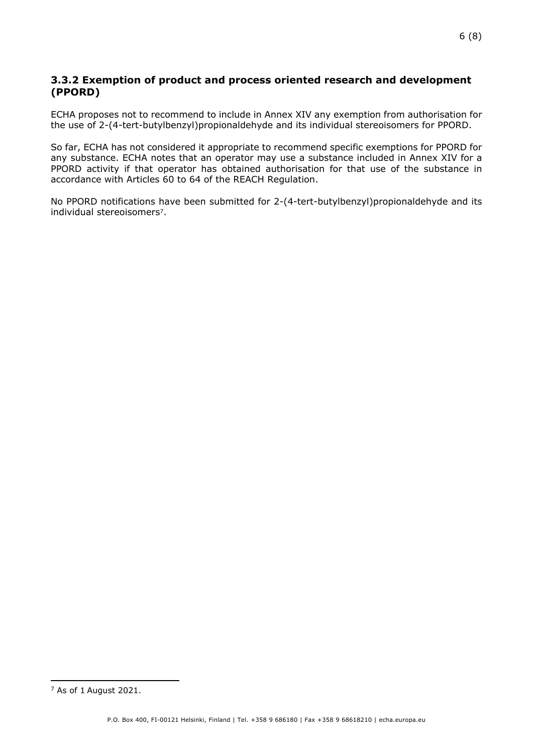### 3.3.2 Exemption of product and process oriented research and development (PPORD)

ECHA proposes not to recommend to include in Annex XIV any exemption from authorisation for the use of 2-(4-tert-butylbenzyl)propionaldehyde and its individual stereoisomers for PPORD.

So far, ECHA has not considered it appropriate to recommend specific exemptions for PPORD for any substance. ECHA notes that an operator may use a substance included in Annex XIV for a PPORD activity if that operator has obtained authorisation for that use of the substance in accordance with Articles 60 to 64 of the REACH Regulation.

No PPORD notifications have been submitted for 2-(4-tert-butylbenzyl)propionaldehyde and its individual stereoisomers[7].

[7] As of 1 August 2021.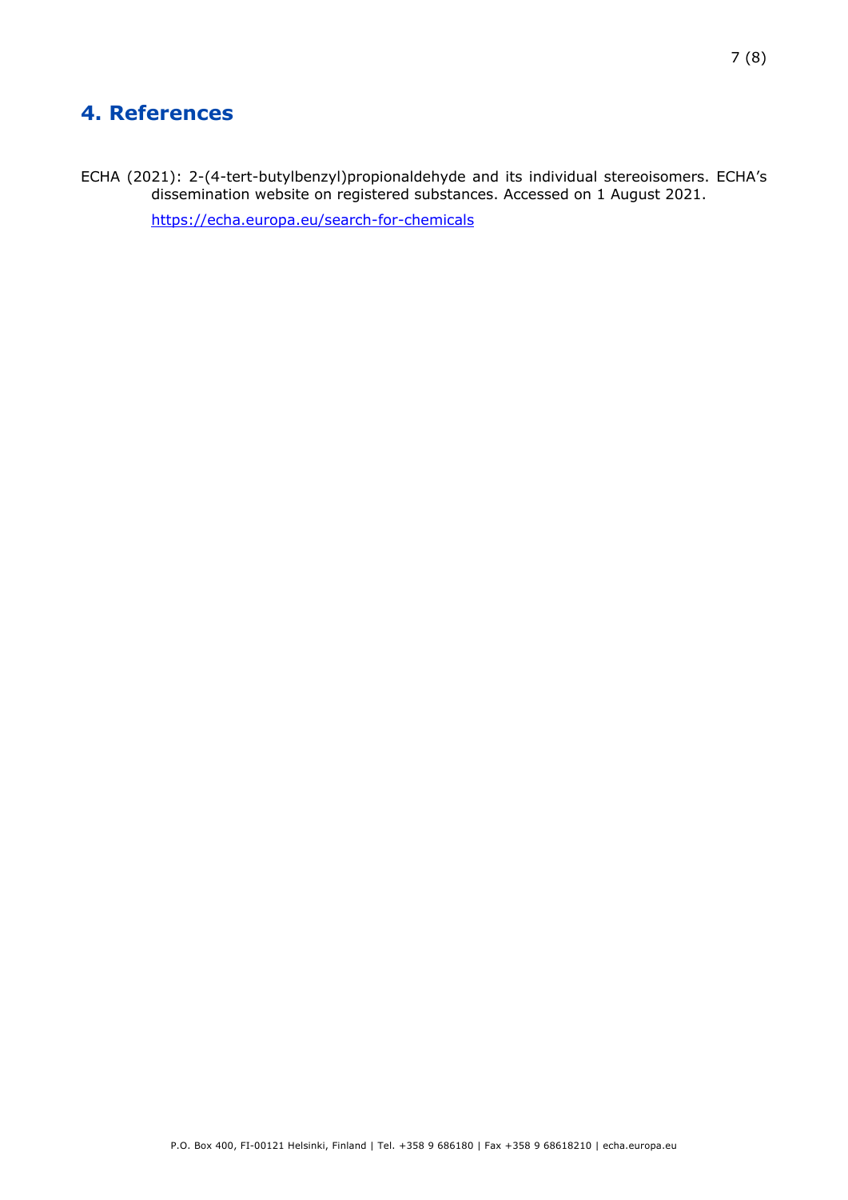## 4. References

ECHA (2021): 2-(4-tert-butylbenzyl)propionaldehyde and its individual stereoisomers. ECHA's dissemination website on registered substances. Accessed on 1 August 2021.

https://echa.europa.eu/search-for-chemicals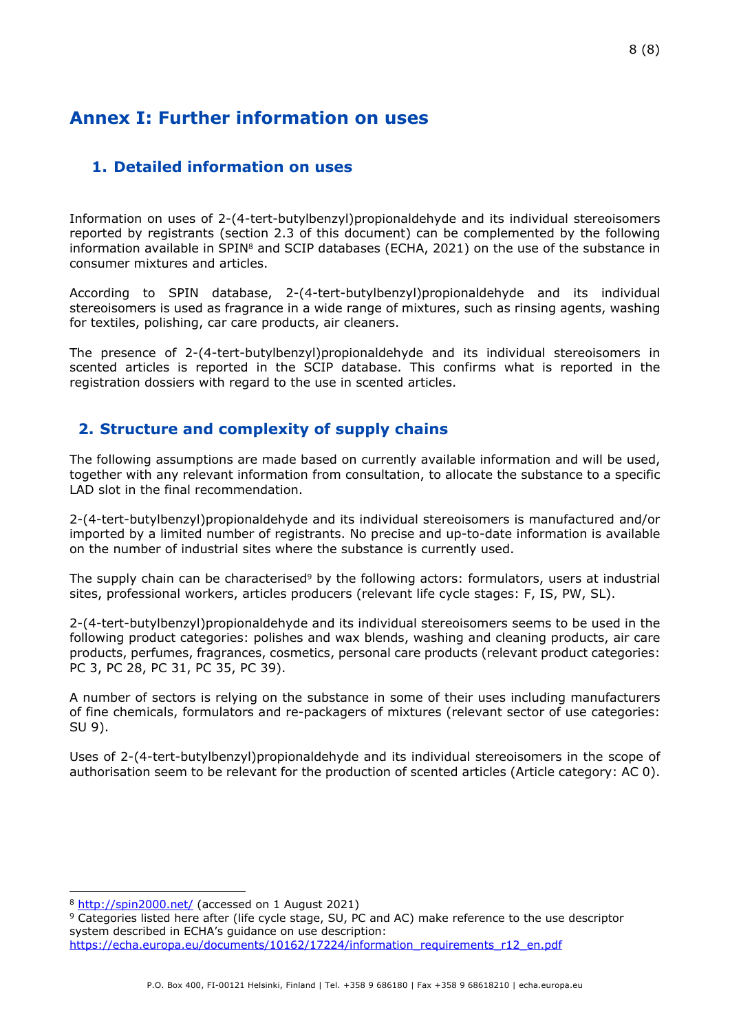# Annex I: Further information on uses

## 1. Detailed information on uses

Information on uses of 2-(4-tert-butylbenzyl)propionaldehyde and its individual stereoisomers reported by registrants (section 2.3 of this document) can be complemented by the following information available in SPIN[8] and SCIP databases (ECHA, 2021) on the use of the substance in consumer mixtures and articles.

According to SPIN database, 2-(4-tert-butylbenzyl)propionaldehyde and its individual stereoisomers is used as fragrance in a wide range of mixtures, such as rinsing agents, washing for textiles, polishing, car care products, air cleaners.

The presence of 2-(4-tert-butylbenzyl)propionaldehyde and its individual stereoisomers in scented articles is reported in the SCIP database. This confirms what is reported in the registration dossiers with regard to the use in scented articles.

## 2. Structure and complexity of supply chains

The following assumptions are made based on currently available information and will be used, together with any relevant information from consultation, to allocate the substance to a specific LAD slot in the final recommendation.

2-(4-tert-butylbenzyl)propionaldehyde and its individual stereoisomers is manufactured and/or imported by a limited number of registrants. No precise and up-to-date information is available on the number of industrial sites where the substance is currently used.

The supply chain can be characterised[9] by the following actors: formulators, users at industrial sites, professional workers, articles producers (relevant life cycle stages: F, IS, PW, SL).

2-(4-tert-butylbenzyl)propionaldehyde and its individual stereoisomers seems to be used in the following product categories: polishes and wax blends, washing and cleaning products, air care products, perfumes, fragrances, cosmetics, personal care products (relevant product categories: PC 3, PC 28, PC 31, PC 35, PC 39).

A number of sectors is relying on the substance in some of their uses including manufacturers of fine chemicals, formulators and re-packagers of mixtures (relevant sector of use categories: SU 9).

Uses of 2-(4-tert-butylbenzyl)propionaldehyde and its individual stereoisomers in the scope of authorisation seem to be relevant for the production of scented articles (Article category: AC 0).

---

[8] http://spin2000.net/ (accessed on 1 August 2021)

[9] Categories listed here after (life cycle stage, SU, PC and AC) make reference to the use descriptor system described in ECHA's guidance on use description: https://echa.europa.eu/documents/10162/17224/information_requirements_r12_en.pdf